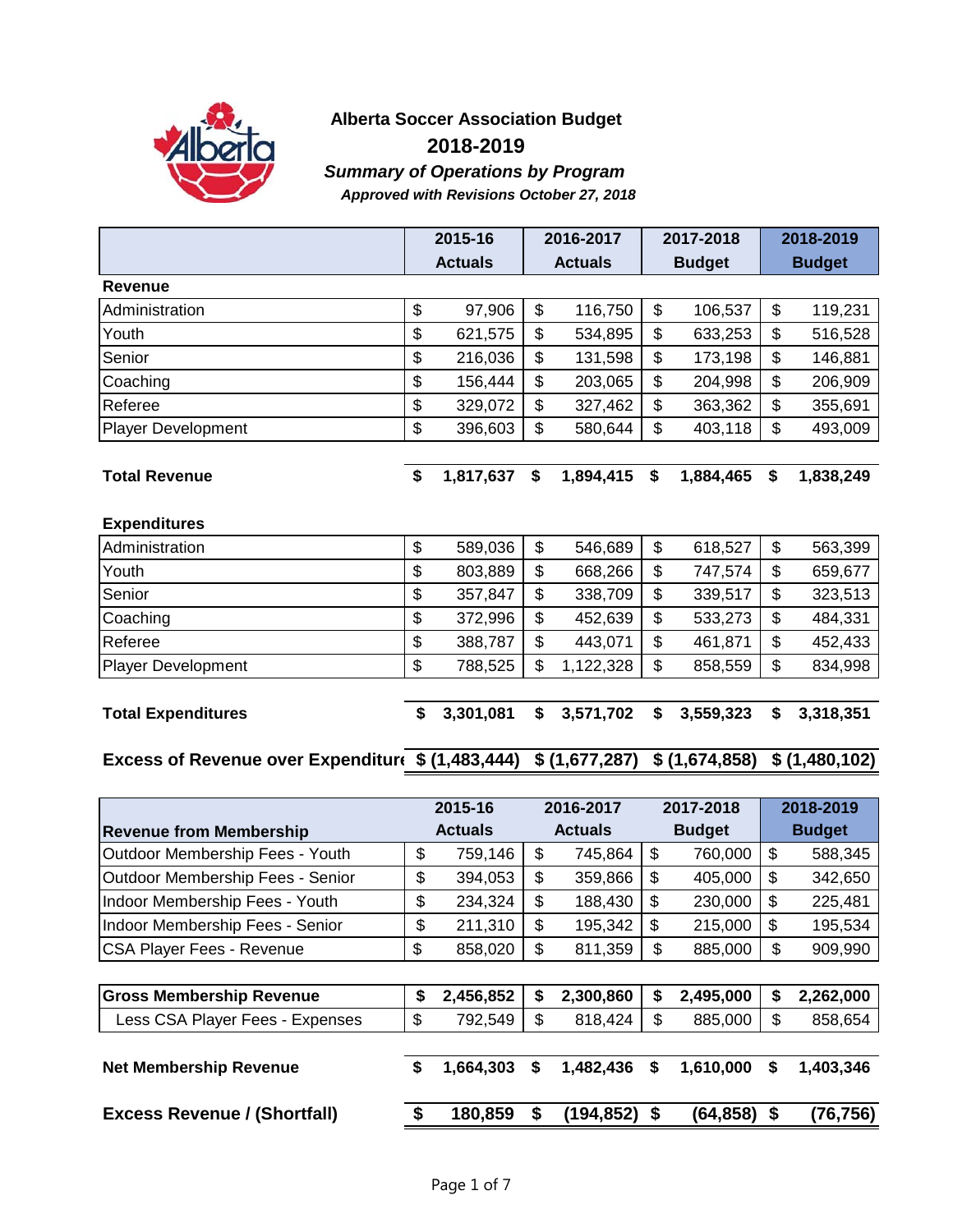# Alberta Soccer Association Budget

## 2018-2019

### *Summary of Operations by Program*

***Approved with Revisions October 27, 2018***

| | 2015-16 Actuals | 2016-2017 Actuals | 2017-2018 Budget | 2018-2019 Budget |
|---|---|---|---|---|
| **Revenue** | | | | |
| Administration | $ 97,906 | $ 116,750 | $ 106,537 | $ 119,231 |
| Youth | $ 621,575 | $ 534,895 | $ 633,253 | $ 516,528 |
| Senior | $ 216,036 | $ 131,598 | $ 173,198 | $ 146,881 |
| Coaching | $ 156,444 | $ 203,065 | $ 204,998 | $ 206,909 |
| Referee | $ 329,072 | $ 327,462 | $ 363,362 | $ 355,691 |
| Player Development | $ 396,603 | $ 580,644 | $ 403,118 | $ 493,009 |
| **Total Revenue** | **$ 1,817,637** | **$ 1,894,415** | **$ 1,884,465** | **$ 1,838,249** |
| **Expenditures** | | | | |
| Administration | $ 589,036 | $ 546,689 | $ 618,527 | $ 563,399 |
| Youth | $ 803,889 | $ 668,266 | $ 747,574 | $ 659,677 |
| Senior | $ 357,847 | $ 338,709 | $ 339,517 | $ 323,513 |
| Coaching | $ 372,996 | $ 452,639 | $ 533,273 | $ 484,331 |
| Referee | $ 388,787 | $ 443,071 | $ 461,871 | $ 452,433 |
| Player Development | $ 788,525 | $ 1,122,328 | $ 858,559 | $ 834,998 |
| **Total Expenditures** | **$ 3,301,081** | **$ 3,571,702** | **$ 3,559,323** | **$ 3,318,351** |
| **Excess of Revenue over Expenditure** | **$ (1,483,444)** | **$ (1,677,287)** | **$ (1,674,858)** | **$ (1,480,102)** |

| **Revenue from Membership** | 2015-16 Actuals | 2016-2017 Actuals | 2017-2018 Budget | 2018-2019 Budget |
|---|---|---|---|---|
| Outdoor Membership Fees - Youth | $ 759,146 | $ 745,864 | $ 760,000 | $ 588,345 |
| Outdoor Membership Fees - Senior | $ 394,053 | $ 359,866 | $ 405,000 | $ 342,650 |
| Indoor Membership Fees - Youth | $ 234,324 | $ 188,430 | $ 230,000 | $ 225,481 |
| Indoor Membership Fees - Senior | $ 211,310 | $ 195,342 | $ 215,000 | $ 195,534 |
| CSA Player Fees - Revenue | $ 858,020 | $ 811,359 | $ 885,000 | $ 909,990 |
| **Gross Membership Revenue** | **$ 2,456,852** | **$ 2,300,860** | **$ 2,495,000** | **$ 2,262,000** |
| Less CSA Player Fees - Expenses | $ 792,549 | $ 818,424 | $ 885,000 | $ 858,654 |
| **Net Membership Revenue** | **$ 1,664,303** | **$ 1,482,436** | **$ 1,610,000** | **$ 1,403,346** |
| **Excess Revenue / (Shortfall)** | **$ 180,859** | **$ (194,852)** | **$ (64,858)** | **$ (76,756)** |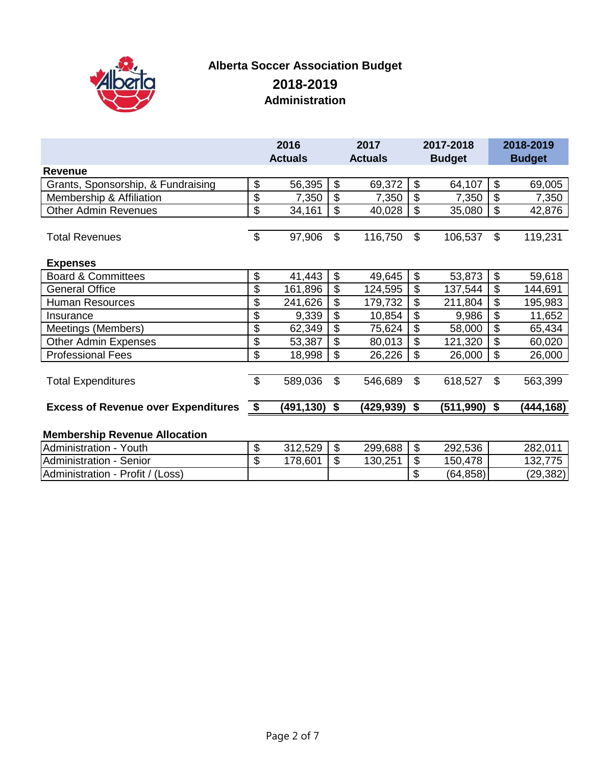# Alberta Soccer Association Budget

## 2018-2019

### Administration

| | 2016 Actuals | 2017 Actuals | 2017-2018 Budget | 2018-2019 Budget |
|---|---|---|---|---|
| **Revenue** | | | | |
| Grants, Sponsorship, & Fundraising | $ 56,395 | $ 69,372 | $ 64,107 | $ 69,005 |
| Membership & Affiliation | $ 7,350 | $ 7,350 | $ 7,350 | $ 7,350 |
| Other Admin Revenues | $ 34,161 | $ 40,028 | $ 35,080 | $ 42,876 |
| Total Revenues | $ 97,906 | $ 116,750 | $ 106,537 | $ 119,231 |
| **Expenses** | | | | |
| Board & Committees | $ 41,443 | $ 49,645 | $ 53,873 | $ 59,618 |
| General Office | $ 161,896 | $ 124,595 | $ 137,544 | $ 144,691 |
| Human Resources | $ 241,626 | $ 179,732 | $ 211,804 | $ 195,983 |
| Insurance | $ 9,339 | $ 10,854 | $ 9,986 | $ 11,652 |
| Meetings (Members) | $ 62,349 | $ 75,624 | $ 58,000 | $ 65,434 |
| Other Admin Expenses | $ 53,387 | $ 80,013 | $ 121,320 | $ 60,020 |
| Professional Fees | $ 18,998 | $ 26,226 | $ 26,000 | $ 26,000 |
| Total Expenditures | $ 589,036 | $ 546,689 | $ 618,527 | $ 563,399 |
| **Excess of Revenue over Expenditures** | **$ (491,130)** | **$ (429,939)** | **$ (511,990)** | **$ (444,168)** |

**Membership Revenue Allocation**

| | 2016 Actuals | 2017 Actuals | 2017-2018 Budget | 2018-2019 Budget |
|---|---|---|---|---|
| Administration - Youth | $ 312,529 | $ 299,688 | $ 292,536 | 282,011 |
| Administration - Senior | $ 178,601 | $ 130,251 | $ 150,478 | 132,775 |
| Administration - Profit / (Loss) | | | $ (64,858) | (29,382) |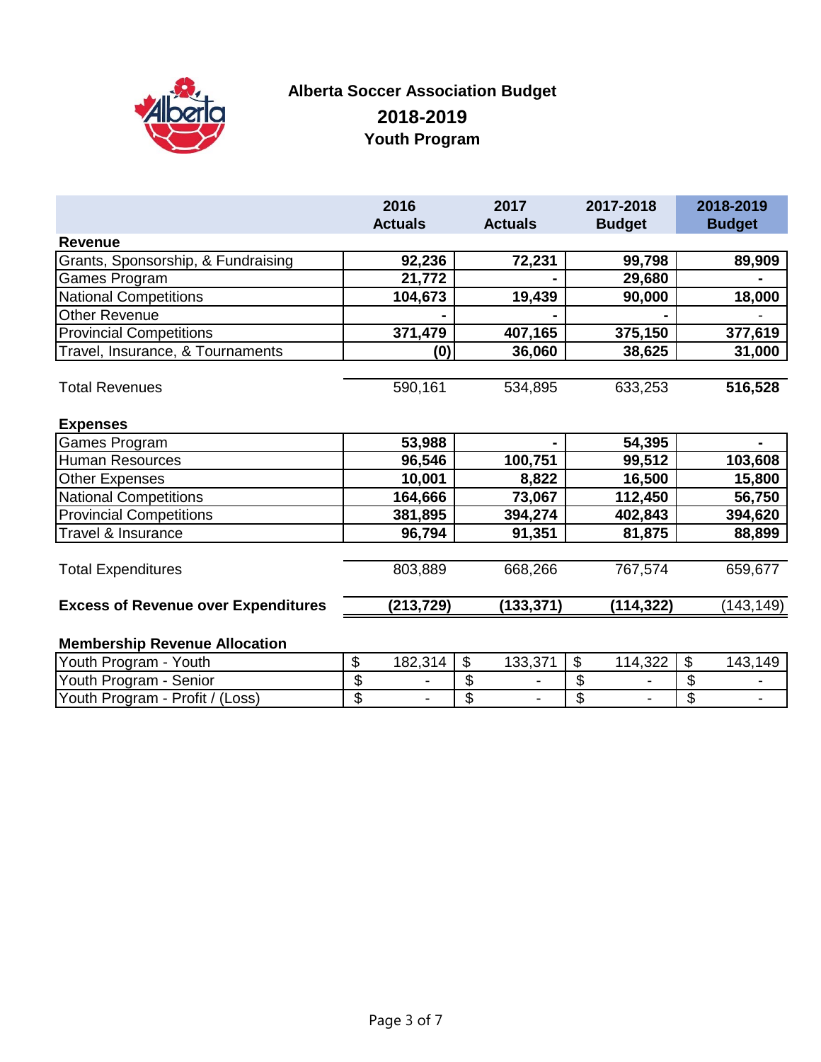# Alberta Soccer Association Budget

## 2018-2019

### Youth Program

| | 2016 Actuals | 2017 Actuals | 2017-2018 Budget | 2018-2019 Budget |
|---|---|---|---|---|
| **Revenue** | | | | |
| Grants, Sponsorship, & Fundraising | 92,236 | 72,231 | 99,798 | 89,909 |
| Games Program | 21,772 | - | 29,680 | - |
| National Competitions | 104,673 | 19,439 | 90,000 | 18,000 |
| Other Revenue | - | - | - | - |
| Provincial Competitions | 371,479 | 407,165 | 375,150 | 377,619 |
| Travel, Insurance, & Tournaments | (0) | 36,060 | 38,625 | 31,000 |
| Total Revenues | 590,161 | 534,895 | 633,253 | 516,528 |
| **Expenses** | | | | |
| Games Program | 53,988 | - | 54,395 | - |
| Human Resources | 96,546 | 100,751 | 99,512 | 103,608 |
| Other Expenses | 10,001 | 8,822 | 16,500 | 15,800 |
| National Competitions | 164,666 | 73,067 | 112,450 | 56,750 |
| Provincial Competitions | 381,895 | 394,274 | 402,843 | 394,620 |
| Travel & Insurance | 96,794 | 91,351 | 81,875 | 88,899 |
| Total Expenditures | 803,889 | 668,266 | 767,574 | 659,677 |
| **Excess of Revenue over Expenditures** | (213,729) | (133,371) | (114,322) | (143,149) |
| **Membership Revenue Allocation** | | | | |
| Youth Program - Youth | $ 182,314 | $ 133,371 | $ 114,322 | $ 143,149 |
| Youth Program - Senior | $ - | $ - | $ - | $ - |
| Youth Program - Profit / (Loss) | $ - | $ - | $ - | $ - |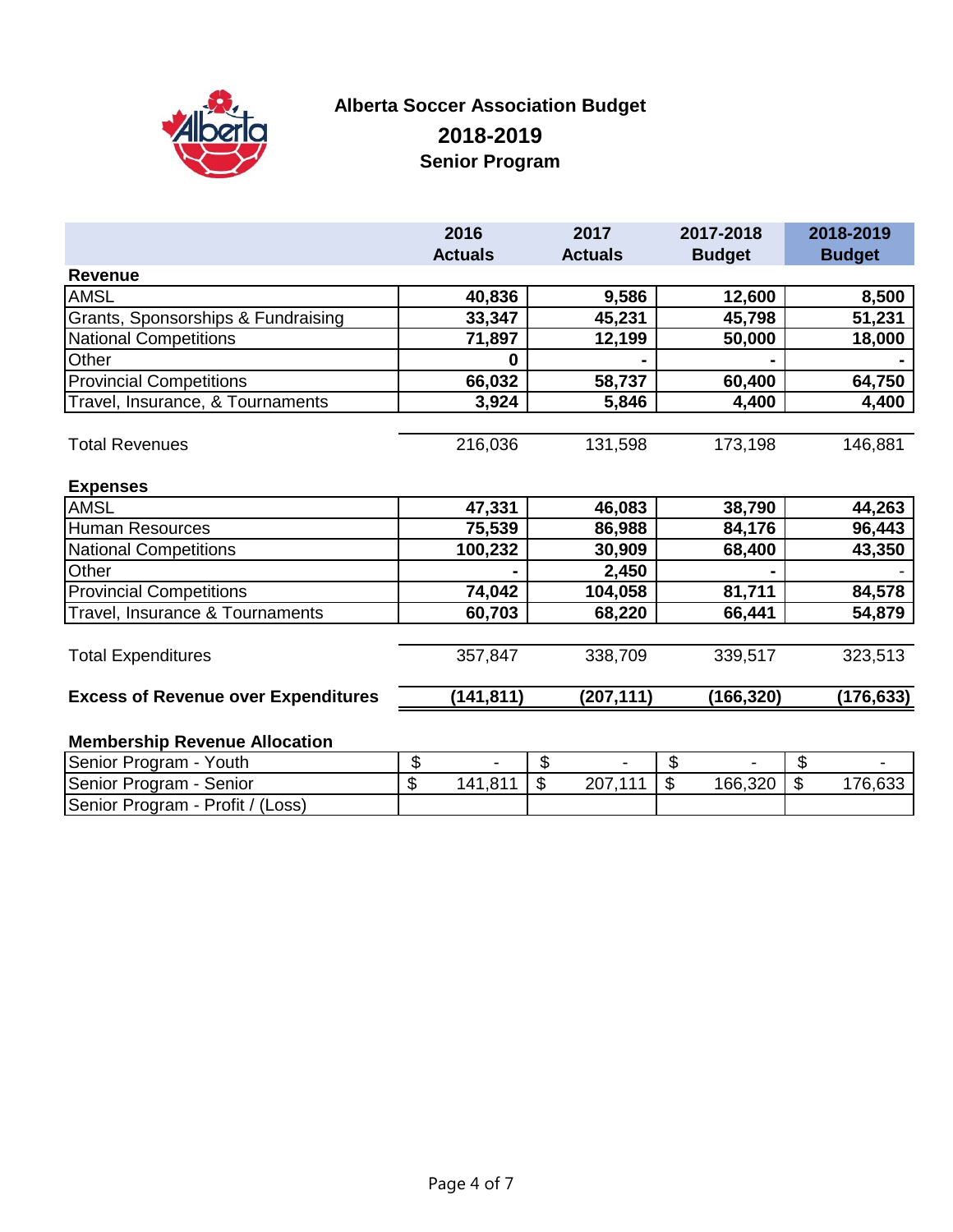# Alberta Soccer Association Budget

## 2018-2019

### Senior Program

| | 2016 Actuals | 2017 Actuals | 2017-2018 Budget | 2018-2019 Budget |
|---|---|---|---|---|
| **Revenue** | | | | |
| AMSL | **40,836** | **9,586** | **12,600** | **8,500** |
| Grants, Sponsorships & Fundraising | **33,347** | **45,231** | **45,798** | **51,231** |
| National Competitions | **71,897** | **12,199** | **50,000** | **18,000** |
| Other | **0** | **-** | **-** | **-** |
| Provincial Competitions | **66,032** | **58,737** | **60,400** | **64,750** |
| Travel, Insurance, & Tournaments | **3,924** | **5,846** | **4,400** | **4,400** |
| Total Revenues | 216,036 | 131,598 | 173,198 | 146,881 |
| **Expenses** | | | | |
| AMSL | **47,331** | **46,083** | **38,790** | **44,263** |
| Human Resources | **75,539** | **86,988** | **84,176** | **96,443** |
| National Competitions | **100,232** | **30,909** | **68,400** | **43,350** |
| Other | **-** | **2,450** | **-** | - |
| Provincial Competitions | **74,042** | **104,058** | **81,711** | **84,578** |
| Travel, Insurance & Tournaments | **60,703** | **68,220** | **66,441** | **54,879** |
| Total Expenditures | 357,847 | 338,709 | 339,517 | 323,513 |
| **Excess of Revenue over Expenditures** | **(141,811)** | **(207,111)** | **(166,320)** | **(176,633)** |
| **Membership Revenue Allocation** | | | | |
| Senior Program - Youth | $ - | $ - | $ - | $ - |
| Senior Program - Senior | $ 141,811 | $ 207,111 | $ 166,320 | $ 176,633 |
| Senior Program - Profit / (Loss) | | | | |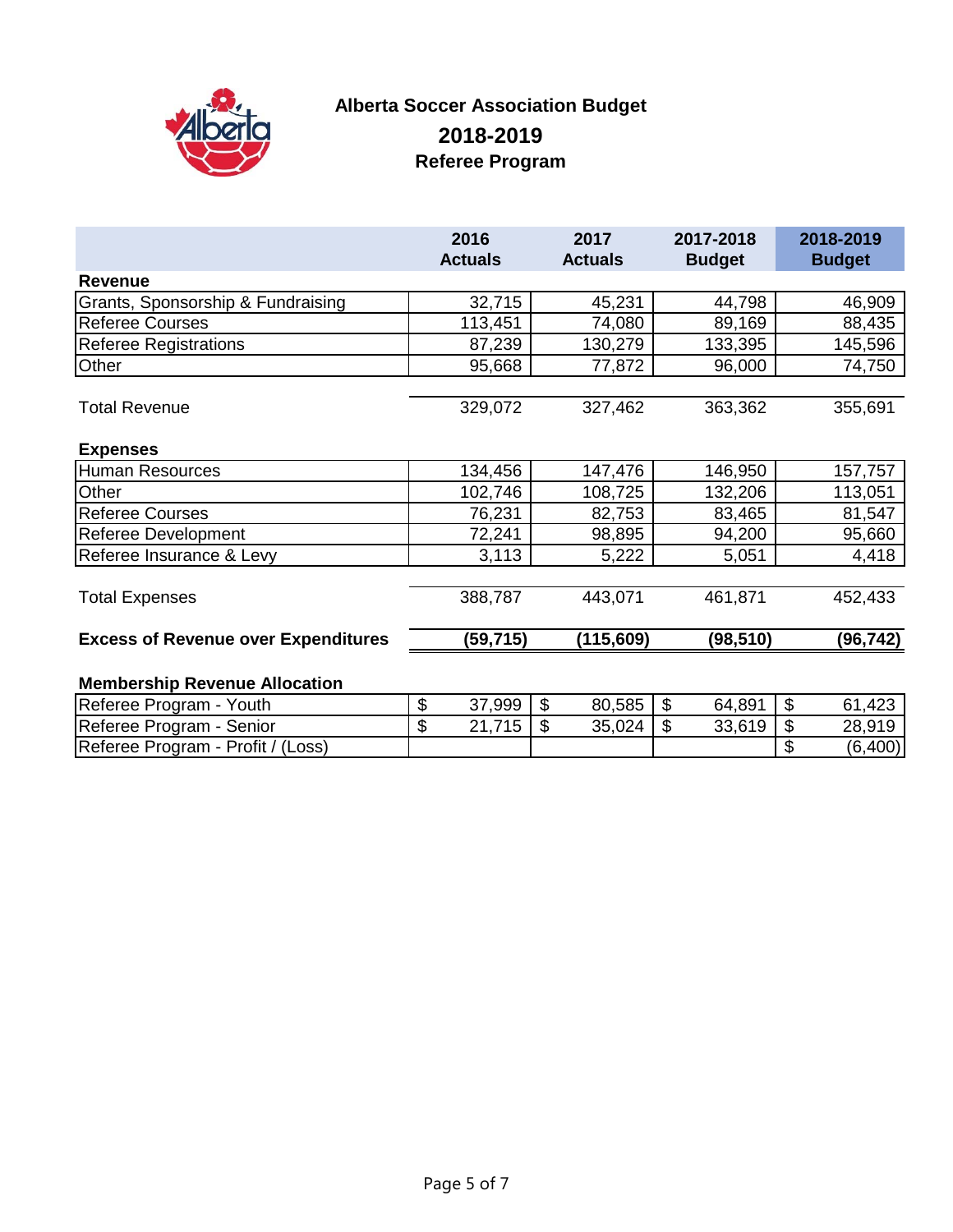# Alberta Soccer Association Budget

## 2018-2019

### Referee Program

| | 2016 Actuals | 2017 Actuals | 2017-2018 Budget | 2018-2019 Budget |
|---|---|---|---|---|
| **Revenue** | | | | |
| Grants, Sponsorship & Fundraising | 32,715 | 45,231 | 44,798 | 46,909 |
| Referee Courses | 113,451 | 74,080 | 89,169 | 88,435 |
| Referee Registrations | 87,239 | 130,279 | 133,395 | 145,596 |
| Other | 95,668 | 77,872 | 96,000 | 74,750 |
| Total Revenue | 329,072 | 327,462 | 363,362 | 355,691 |
| **Expenses** | | | | |
| Human Resources | 134,456 | 147,476 | 146,950 | 157,757 |
| Other | 102,746 | 108,725 | 132,206 | 113,051 |
| Referee Courses | 76,231 | 82,753 | 83,465 | 81,547 |
| Referee Development | 72,241 | 98,895 | 94,200 | 95,660 |
| Referee Insurance & Levy | 3,113 | 5,222 | 5,051 | 4,418 |
| Total Expenses | 388,787 | 443,071 | 461,871 | 452,433 |
| **Excess of Revenue over Expenditures** | **(59,715)** | **(115,609)** | **(98,510)** | **(96,742)** |
| **Membership Revenue Allocation** | | | | |
| Referee Program - Youth | $ 37,999 | $ 80,585 | $ 64,891 | $ 61,423 |
| Referee Program - Senior | $ 21,715 | $ 35,024 | $ 33,619 | $ 28,919 |
| Referee Program - Profit / (Loss) | | | | $ (6,400) |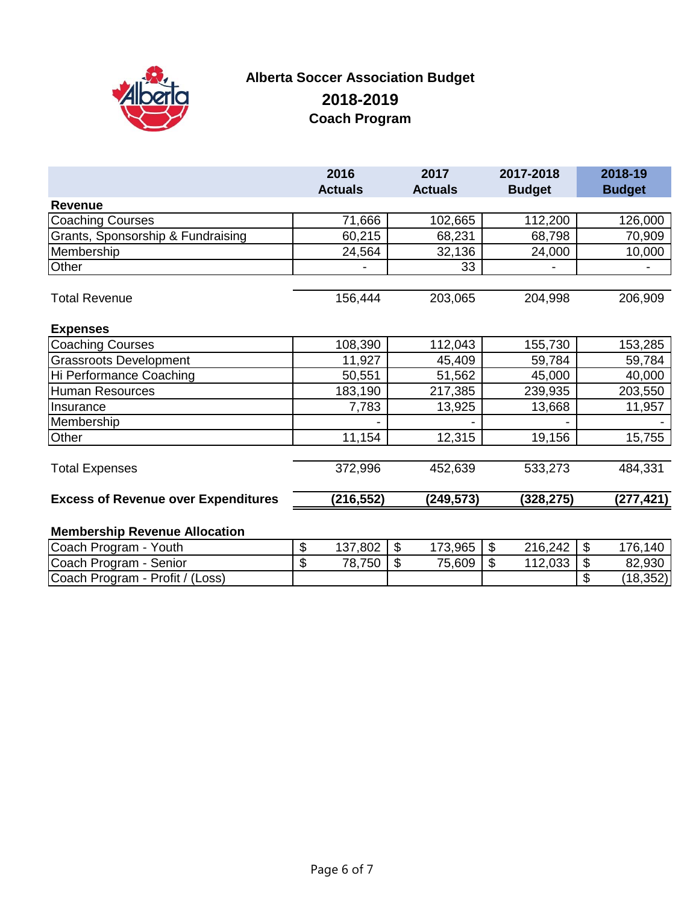# Alberta Soccer Association Budget

## 2018-2019

### Coach Program

| | 2016 Actuals | 2017 Actuals | 2017-2018 Budget | 2018-19 Budget |
|---|---|---|---|---|
| **Revenue** | | | | |
| Coaching Courses | 71,666 | 102,665 | 112,200 | 126,000 |
| Grants, Sponsorship & Fundraising | 60,215 | 68,231 | 68,798 | 70,909 |
| Membership | 24,564 | 32,136 | 24,000 | 10,000 |
| Other | - | 33 | - | - |
| Total Revenue | 156,444 | 203,065 | 204,998 | 206,909 |
| **Expenses** | | | | |
| Coaching Courses | 108,390 | 112,043 | 155,730 | 153,285 |
| Grassroots Development | 11,927 | 45,409 | 59,784 | 59,784 |
| Hi Performance Coaching | 50,551 | 51,562 | 45,000 | 40,000 |
| Human Resources | 183,190 | 217,385 | 239,935 | 203,550 |
| Insurance | 7,783 | 13,925 | 13,668 | 11,957 |
| Membership | - | - | - | - |
| Other | 11,154 | 12,315 | 19,156 | 15,755 |
| Total Expenses | 372,996 | 452,639 | 533,273 | 484,331 |
| **Excess of Revenue over Expenditures** | **(216,552)** | **(249,573)** | **(328,275)** | **(277,421)** |

| **Membership Revenue Allocation** | 2016 Actuals | 2017 Actuals | 2017-2018 Budget | 2018-19 Budget |
|---|---|---|---|---|
| Coach Program - Youth | $ 137,802 | $ 173,965 | $ 216,242 | $ 176,140 |
| Coach Program - Senior | $ 78,750 | $ 75,609 | $ 112,033 | $ 82,930 |
| Coach Program - Profit / (Loss) | | | | $ (18,352) |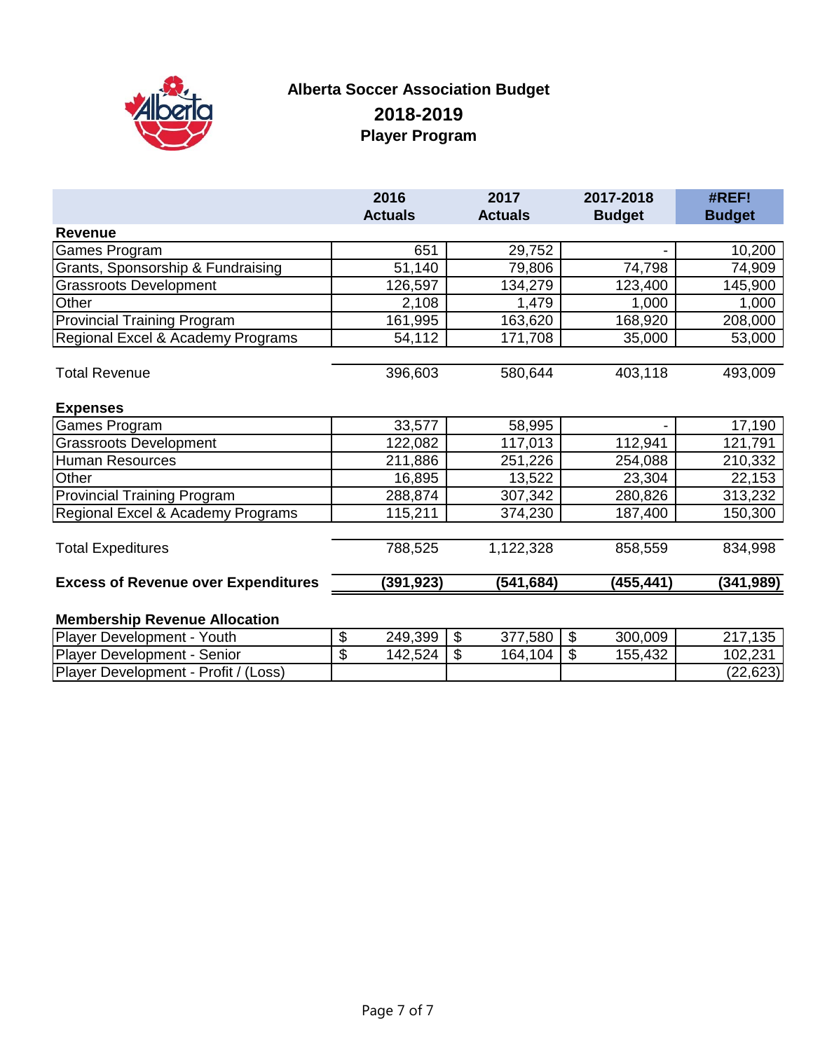# Alberta Soccer Association Budget

## 2018-2019

### Player Program

| | 2016 Actuals | 2017 Actuals | 2017-2018 Budget | #REF! Budget |
|---|---|---|---|---|
| **Revenue** | | | | |
| Games Program | 651 | 29,752 | - | 10,200 |
| Grants, Sponsorship & Fundraising | 51,140 | 79,806 | 74,798 | 74,909 |
| Grassroots Development | 126,597 | 134,279 | 123,400 | 145,900 |
| Other | 2,108 | 1,479 | 1,000 | 1,000 |
| Provincial Training Program | 161,995 | 163,620 | 168,920 | 208,000 |
| Regional Excel & Academy Programs | 54,112 | 171,708 | 35,000 | 53,000 |
| Total Revenue | 396,603 | 580,644 | 403,118 | 493,009 |
| **Expenses** | | | | |
| Games Program | 33,577 | 58,995 | - | 17,190 |
| Grassroots Development | 122,082 | 117,013 | 112,941 | 121,791 |
| Human Resources | 211,886 | 251,226 | 254,088 | 210,332 |
| Other | 16,895 | 13,522 | 23,304 | 22,153 |
| Provincial Training Program | 288,874 | 307,342 | 280,826 | 313,232 |
| Regional Excel & Academy Programs | 115,211 | 374,230 | 187,400 | 150,300 |
| Total Expeditures | 788,525 | 1,122,328 | 858,559 | 834,998 |
| **Excess of Revenue over Expenditures** | **(391,923)** | **(541,684)** | **(455,441)** | **(341,989)** |
| **Membership Revenue Allocation** | | | | |
| Player Development - Youth | $ 249,399 | $ 377,580 | $ 300,009 | 217,135 |
| Player Development - Senior | $ 142,524 | $ 164,104 | $ 155,432 | 102,231 |
| Player Development - Profit / (Loss) | | | | (22,623) |